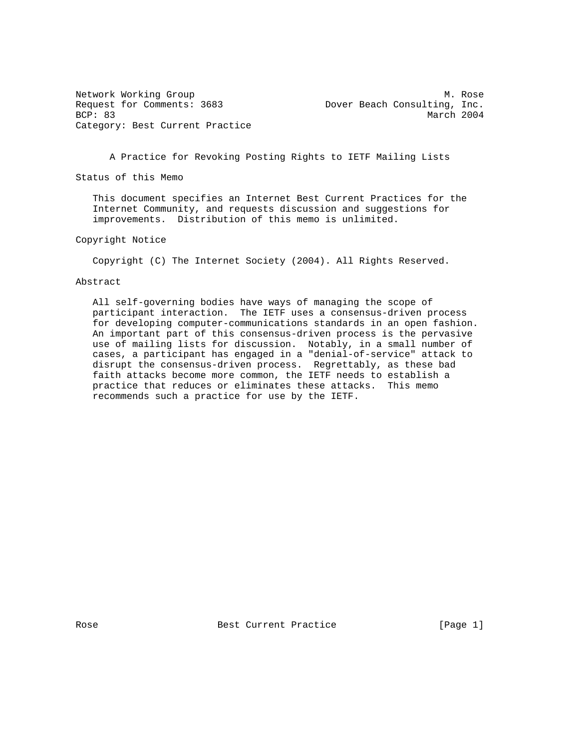Network Working Group                                            M. Rose
Request for Comments: 3683                Dover Beach Consulting, Inc.
BCP: 83                                                       March 2004
Category: Best Current Practice

# A Practice for Revoking Posting Rights to IETF Mailing Lists

## Status of this Memo

This document specifies an Internet Best Current Practices for the Internet Community, and requests discussion and suggestions for improvements. Distribution of this memo is unlimited.

## Copyright Notice

Copyright (C) The Internet Society (2004). All Rights Reserved.

## Abstract

All self-governing bodies have ways of managing the scope of participant interaction. The IETF uses a consensus-driven process for developing computer-communications standards in an open fashion. An important part of this consensus-driven process is the pervasive use of mailing lists for discussion. Notably, in a small number of cases, a participant has engaged in a "denial-of-service" attack to disrupt the consensus-driven process. Regrettably, as these bad faith attacks become more common, the IETF needs to establish a practice that reduces or eliminates these attacks. This memo recommends such a practice for use by the IETF.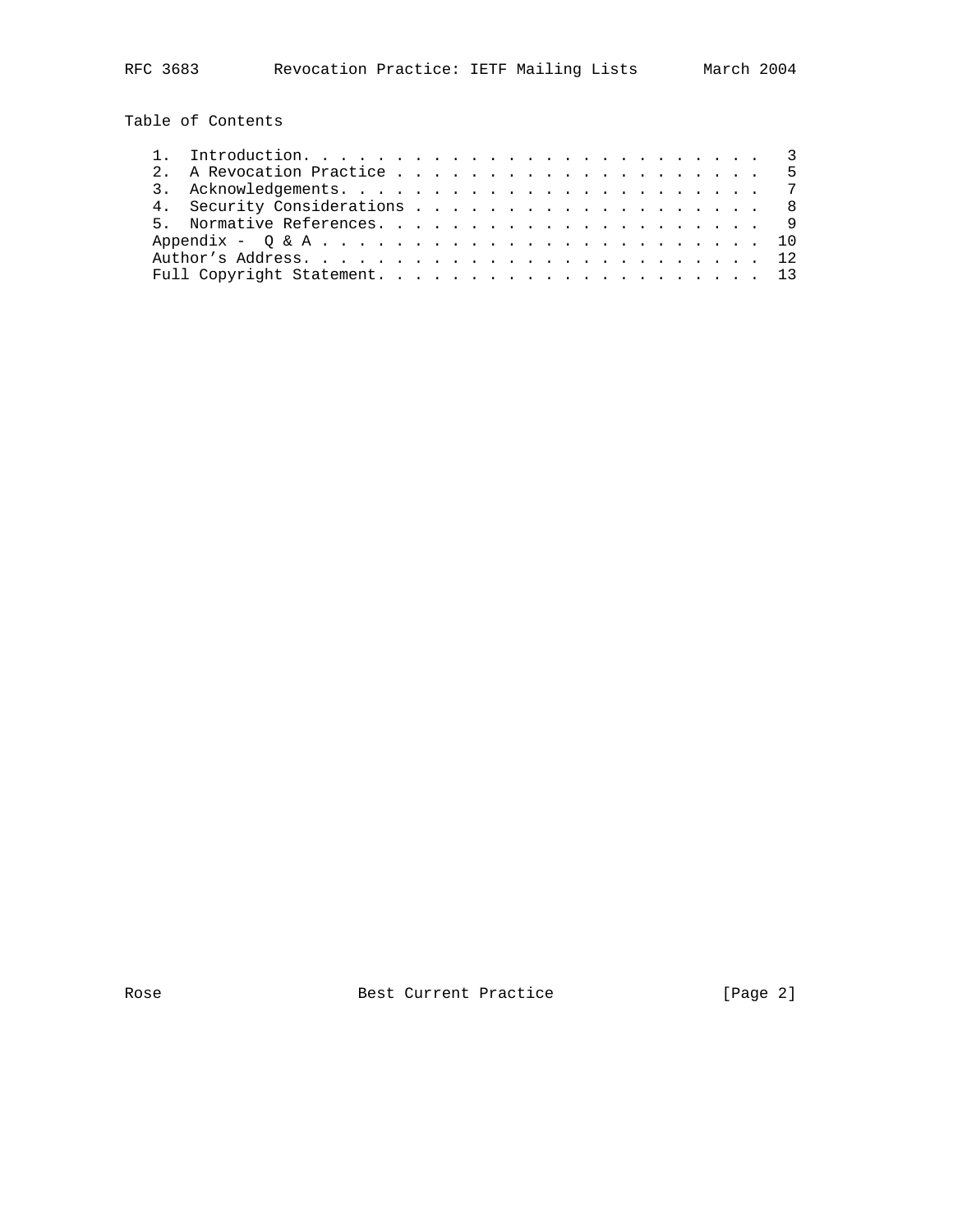## Table of Contents

1. Introduction. . . . . . . . . . . . . . . . . . . . . . . . . . 3
2. A Revocation Practice . . . . . . . . . . . . . . . . . . . . . 5
3. Acknowledgements. . . . . . . . . . . . . . . . . . . . . . . . 7
4. Security Considerations . . . . . . . . . . . . . . . . . . . . 8
5. Normative References. . . . . . . . . . . . . . . . . . . . . . 9

Appendix - Q & A . . . . . . . . . . . . . . . . . . . . . . . . . 10
Author's Address. . . . . . . . . . . . . . . . . . . . . . . . . 12
Full Copyright Statement. . . . . . . . . . . . . . . . . . . . . 13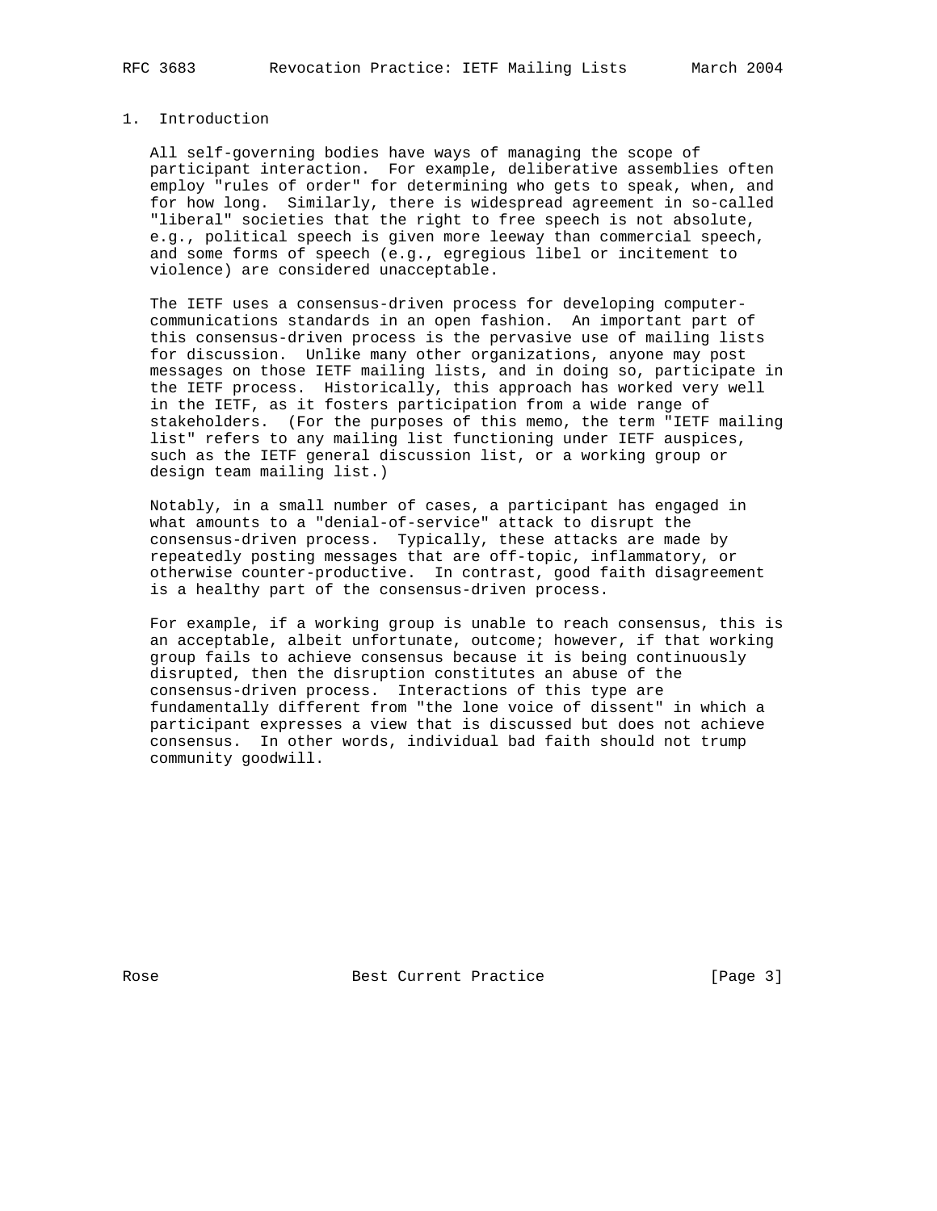## 1. Introduction

All self-governing bodies have ways of managing the scope of participant interaction. For example, deliberative assemblies often employ "rules of order" for determining who gets to speak, when, and for how long. Similarly, there is widespread agreement in so-called "liberal" societies that the right to free speech is not absolute, e.g., political speech is given more leeway than commercial speech, and some forms of speech (e.g., egregious libel or incitement to violence) are considered unacceptable.

The IETF uses a consensus-driven process for developing computer-communications standards in an open fashion. An important part of this consensus-driven process is the pervasive use of mailing lists for discussion. Unlike many other organizations, anyone may post messages on those IETF mailing lists, and in doing so, participate in the IETF process. Historically, this approach has worked very well in the IETF, as it fosters participation from a wide range of stakeholders. (For the purposes of this memo, the term "IETF mailing list" refers to any mailing list functioning under IETF auspices, such as the IETF general discussion list, or a working group or design team mailing list.)

Notably, in a small number of cases, a participant has engaged in what amounts to a "denial-of-service" attack to disrupt the consensus-driven process. Typically, these attacks are made by repeatedly posting messages that are off-topic, inflammatory, or otherwise counter-productive. In contrast, good faith disagreement is a healthy part of the consensus-driven process.

For example, if a working group is unable to reach consensus, this is an acceptable, albeit unfortunate, outcome; however, if that working group fails to achieve consensus because it is being continuously disrupted, then the disruption constitutes an abuse of the consensus-driven process. Interactions of this type are fundamentally different from "the lone voice of dissent" in which a participant expresses a view that is discussed but does not achieve consensus. In other words, individual bad faith should not trump community goodwill.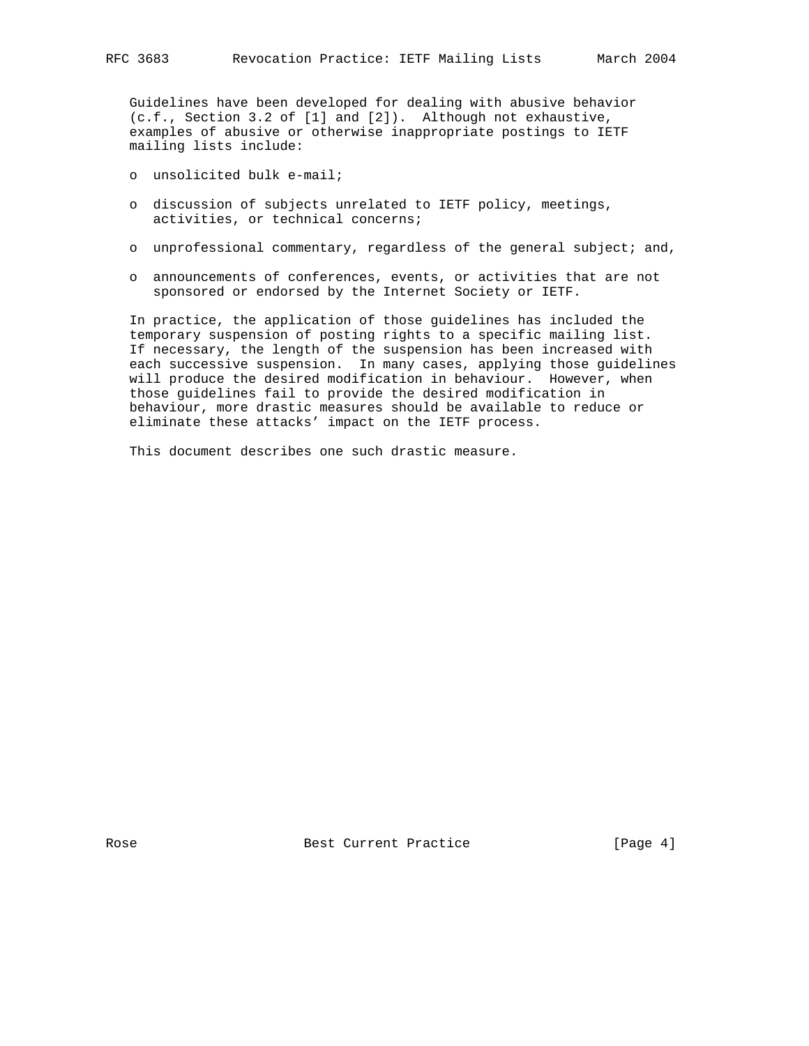Guidelines have been developed for dealing with abusive behavior (c.f., Section 3.2 of [1] and [2]). Although not exhaustive, examples of abusive or otherwise inappropriate postings to IETF mailing lists include:

- unsolicited bulk e-mail;
- discussion of subjects unrelated to IETF policy, meetings, activities, or technical concerns;
- unprofessional commentary, regardless of the general subject; and,
- announcements of conferences, events, or activities that are not sponsored or endorsed by the Internet Society or IETF.

In practice, the application of those guidelines has included the temporary suspension of posting rights to a specific mailing list. If necessary, the length of the suspension has been increased with each successive suspension. In many cases, applying those guidelines will produce the desired modification in behaviour. However, when those guidelines fail to provide the desired modification in behaviour, more drastic measures should be available to reduce or eliminate these attacks' impact on the IETF process.

This document describes one such drastic measure.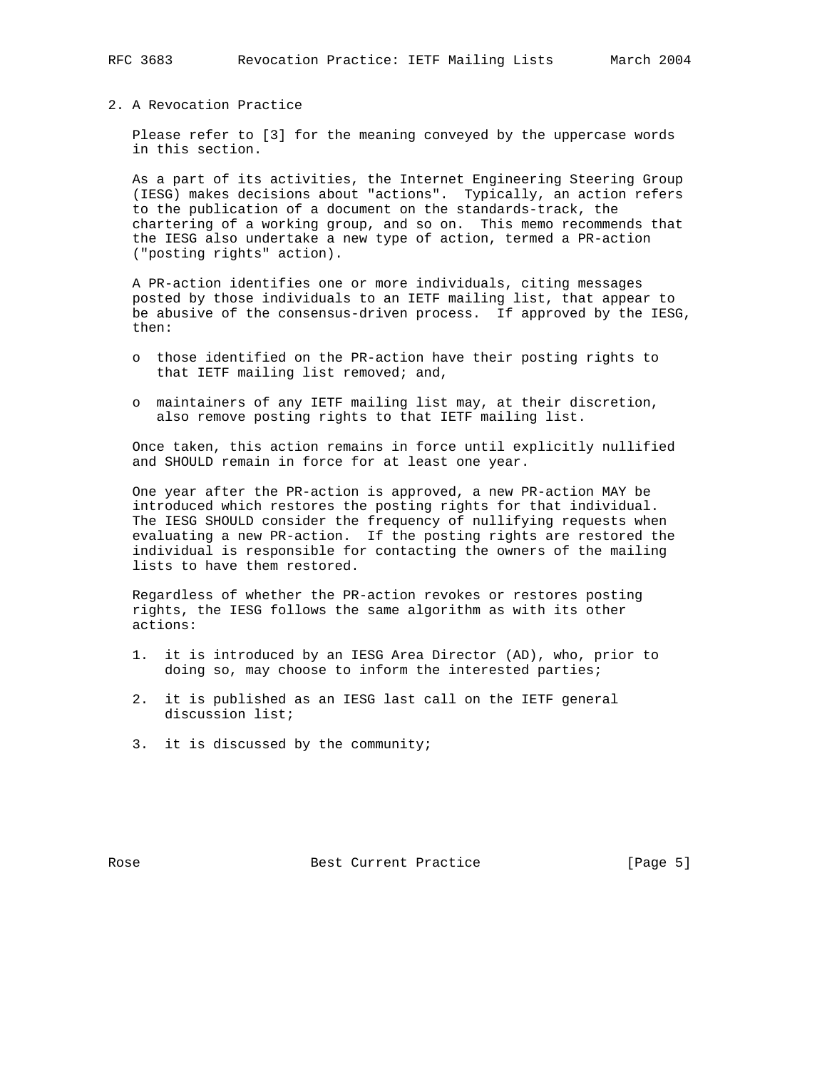## 2. A Revocation Practice

Please refer to [3] for the meaning conveyed by the uppercase words in this section.

As a part of its activities, the Internet Engineering Steering Group (IESG) makes decisions about "actions". Typically, an action refers to the publication of a document on the standards-track, the chartering of a working group, and so on. This memo recommends that the IESG also undertake a new type of action, termed a PR-action ("posting rights" action).

A PR-action identifies one or more individuals, citing messages posted by those individuals to an IETF mailing list, that appear to be abusive of the consensus-driven process. If approved by the IESG, then:

- those identified on the PR-action have their posting rights to that IETF mailing list removed; and,
- maintainers of any IETF mailing list may, at their discretion, also remove posting rights to that IETF mailing list.

Once taken, this action remains in force until explicitly nullified and SHOULD remain in force for at least one year.

One year after the PR-action is approved, a new PR-action MAY be introduced which restores the posting rights for that individual. The IESG SHOULD consider the frequency of nullifying requests when evaluating a new PR-action. If the posting rights are restored the individual is responsible for contacting the owners of the mailing lists to have them restored.

Regardless of whether the PR-action revokes or restores posting rights, the IESG follows the same algorithm as with its other actions:

1. it is introduced by an IESG Area Director (AD), who, prior to doing so, may choose to inform the interested parties;
2. it is published as an IESG last call on the IETF general discussion list;
3. it is discussed by the community;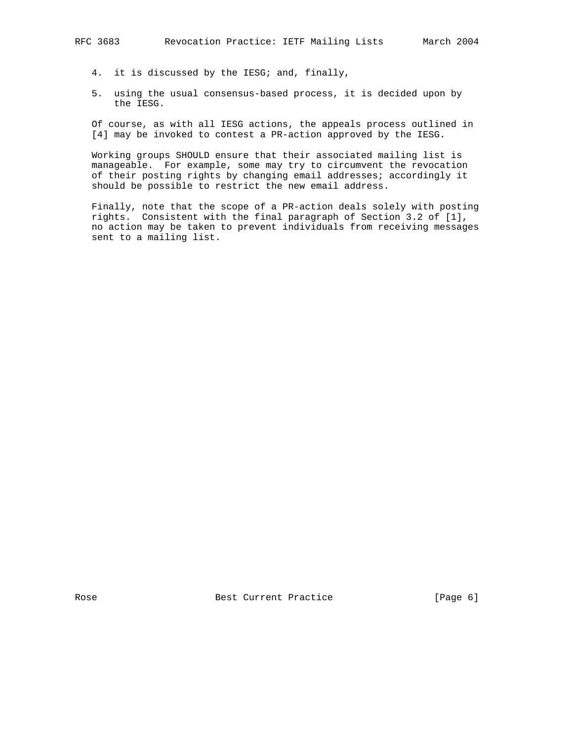4. it is discussed by the IESG; and, finally,

5. using the usual consensus-based process, it is decided upon by the IESG.

Of course, as with all IESG actions, the appeals process outlined in [4] may be invoked to contest a PR-action approved by the IESG.

Working groups SHOULD ensure that their associated mailing list is manageable. For example, some may try to circumvent the revocation of their posting rights by changing email addresses; accordingly it should be possible to restrict the new email address.

Finally, note that the scope of a PR-action deals solely with posting rights. Consistent with the final paragraph of Section 3.2 of [1], no action may be taken to prevent individuals from receiving messages sent to a mailing list.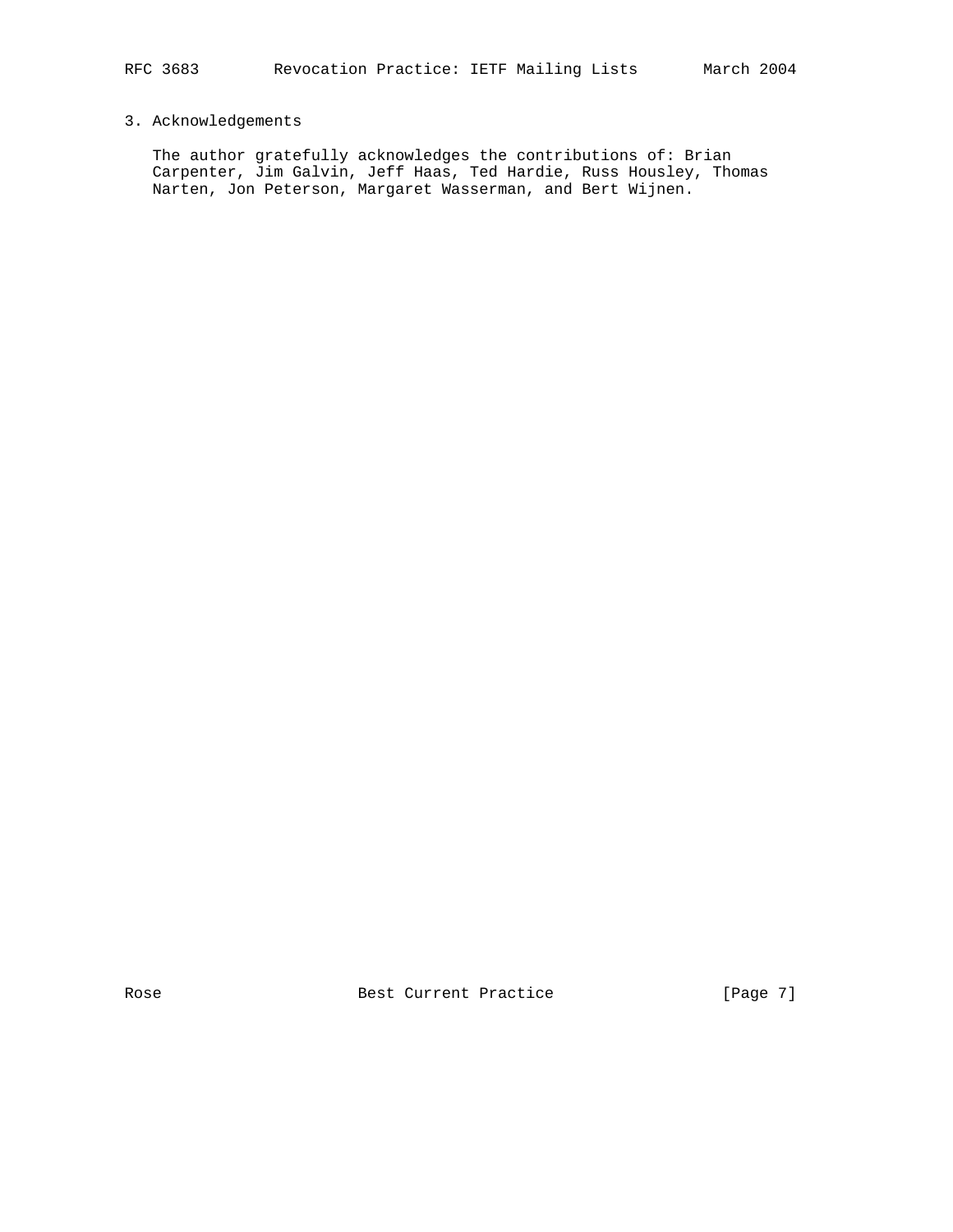## 3. Acknowledgements

The author gratefully acknowledges the contributions of: Brian Carpenter, Jim Galvin, Jeff Haas, Ted Hardie, Russ Housley, Thomas Narten, Jon Peterson, Margaret Wasserman, and Bert Wijnen.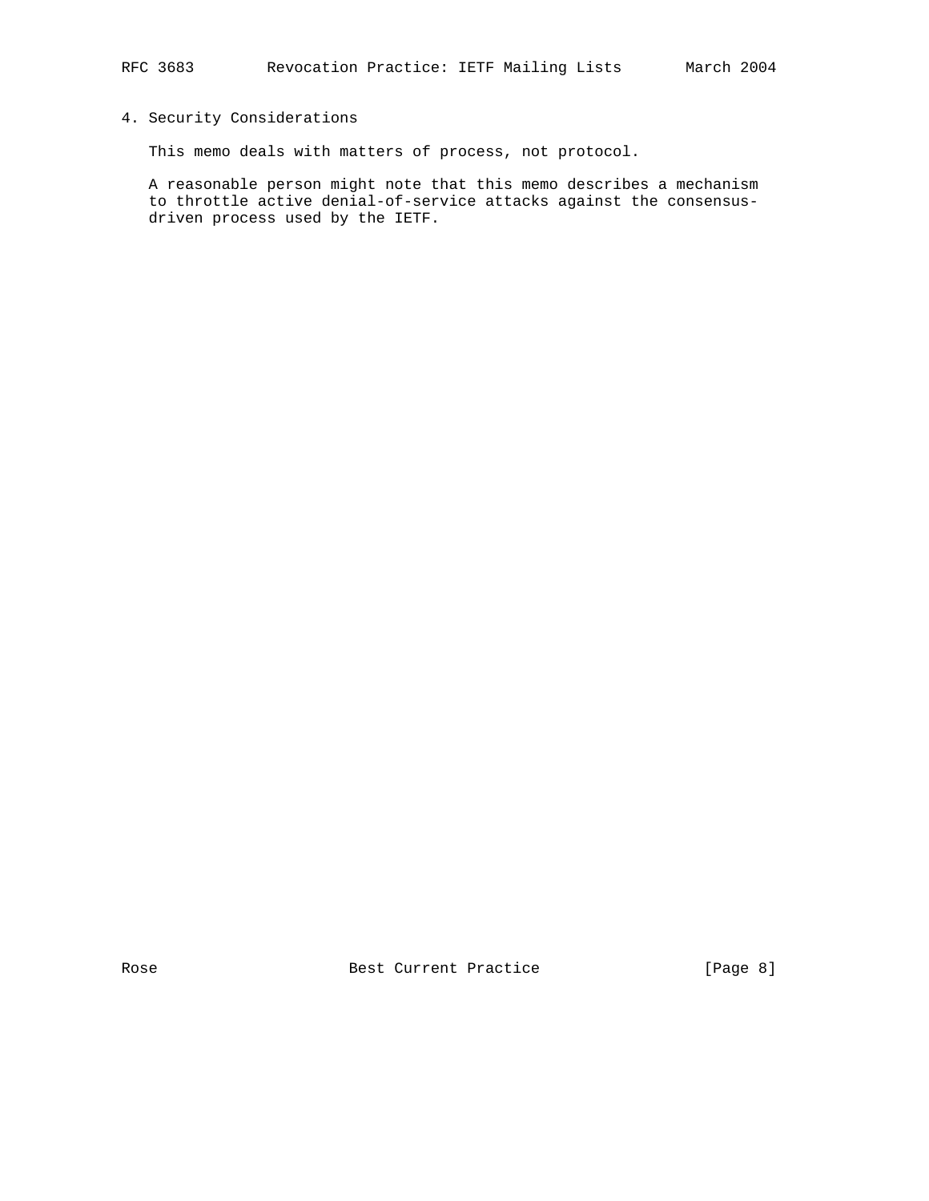## 4. Security Considerations

This memo deals with matters of process, not protocol.

A reasonable person might note that this memo describes a mechanism to throttle active denial-of-service attacks against the consensus-driven process used by the IETF.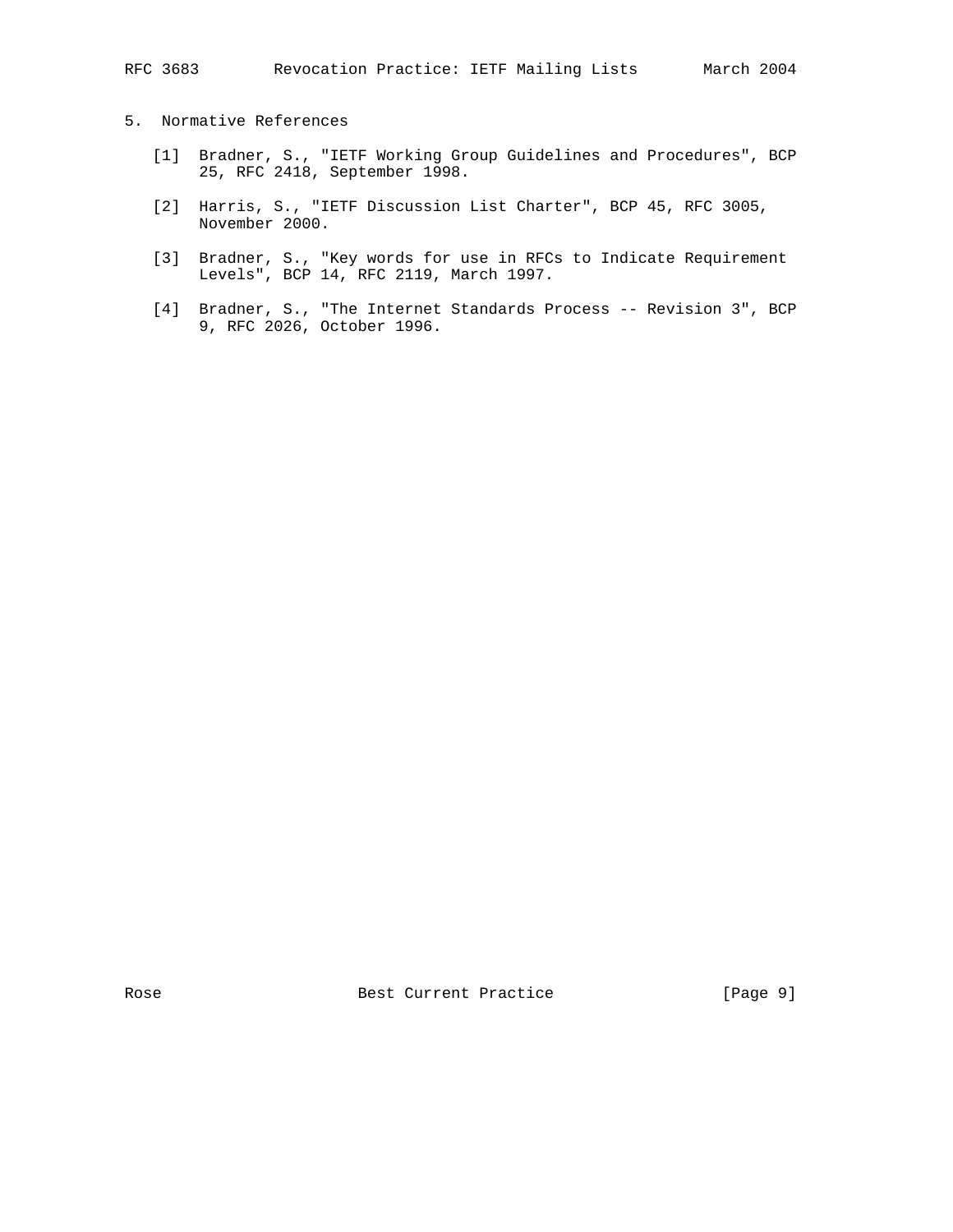## 5. Normative References

[1] Bradner, S., "IETF Working Group Guidelines and Procedures", BCP 25, RFC 2418, September 1998.

[2] Harris, S., "IETF Discussion List Charter", BCP 45, RFC 3005, November 2000.

[3] Bradner, S., "Key words for use in RFCs to Indicate Requirement Levels", BCP 14, RFC 2119, March 1997.

[4] Bradner, S., "The Internet Standards Process -- Revision 3", BCP 9, RFC 2026, October 1996.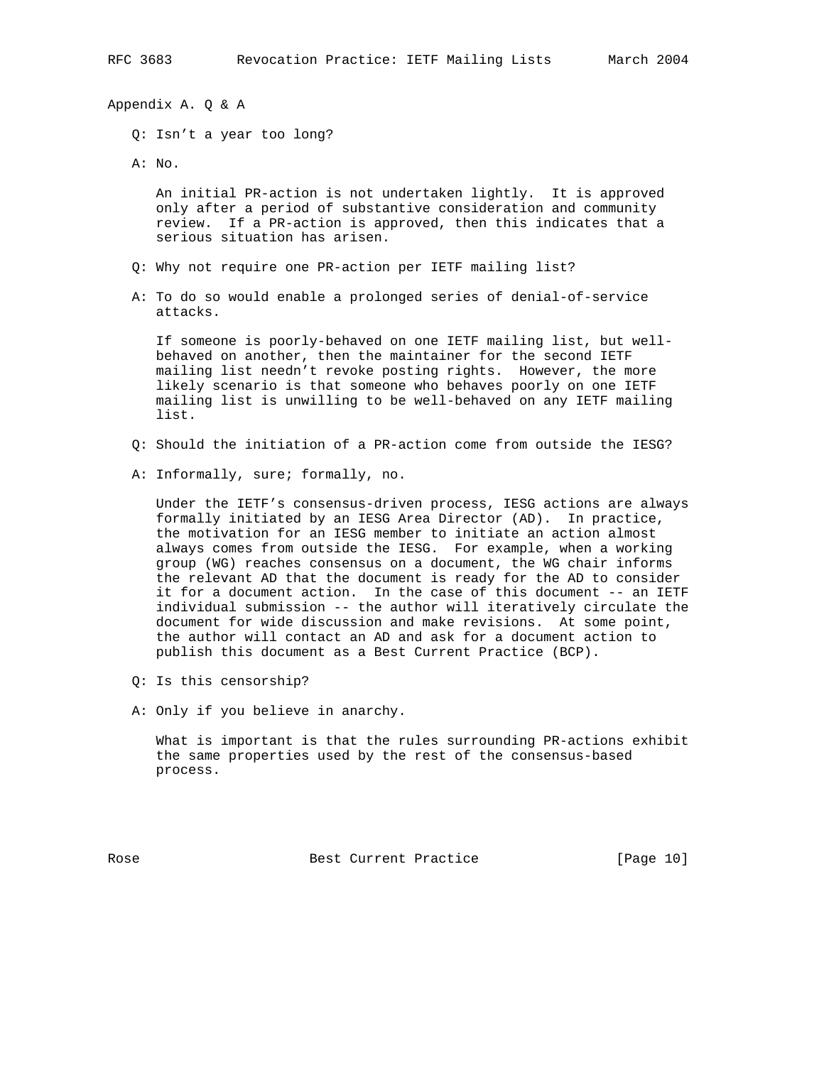## Appendix A. Q & A

Q: Isn't a year too long?

A: No.

An initial PR-action is not undertaken lightly. It is approved only after a period of substantive consideration and community review. If a PR-action is approved, then this indicates that a serious situation has arisen.

Q: Why not require one PR-action per IETF mailing list?

A: To do so would enable a prolonged series of denial-of-service attacks.

If someone is poorly-behaved on one IETF mailing list, but well-behaved on another, then the maintainer for the second IETF mailing list needn't revoke posting rights. However, the more likely scenario is that someone who behaves poorly on one IETF mailing list is unwilling to be well-behaved on any IETF mailing list.

Q: Should the initiation of a PR-action come from outside the IESG?

A: Informally, sure; formally, no.

Under the IETF's consensus-driven process, IESG actions are always formally initiated by an IESG Area Director (AD). In practice, the motivation for an IESG member to initiate an action almost always comes from outside the IESG. For example, when a working group (WG) reaches consensus on a document, the WG chair informs the relevant AD that the document is ready for the AD to consider it for a document action. In the case of this document -- an IETF individual submission -- the author will iteratively circulate the document for wide discussion and make revisions. At some point, the author will contact an AD and ask for a document action to publish this document as a Best Current Practice (BCP).

Q: Is this censorship?

A: Only if you believe in anarchy.

What is important is that the rules surrounding PR-actions exhibit the same properties used by the rest of the consensus-based process.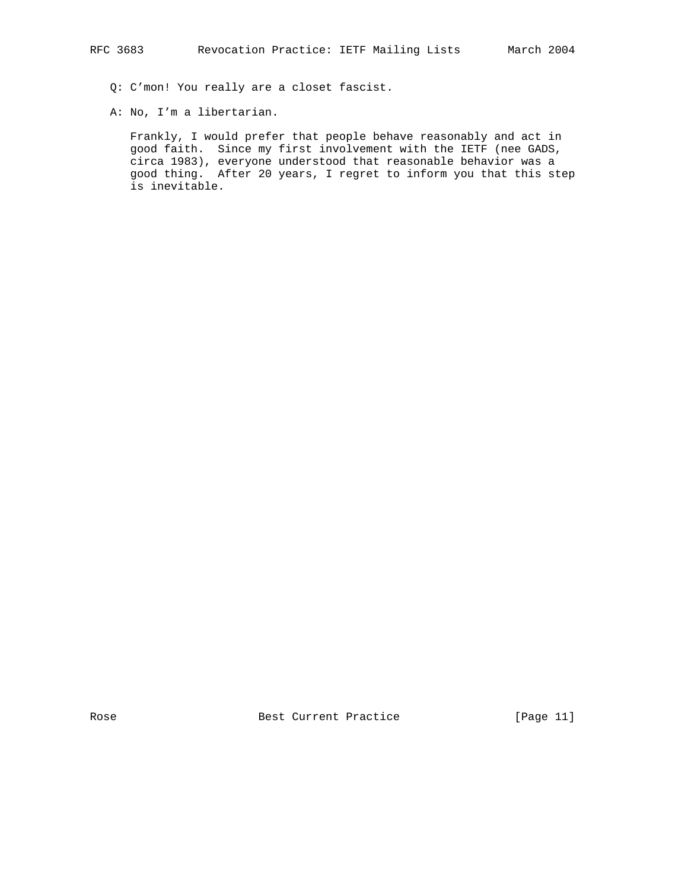Q: C'mon! You really are a closet fascist.

A: No, I'm a libertarian.

Frankly, I would prefer that people behave reasonably and act in good faith. Since my first involvement with the IETF (nee GADS, circa 1983), everyone understood that reasonable behavior was a good thing. After 20 years, I regret to inform you that this step is inevitable.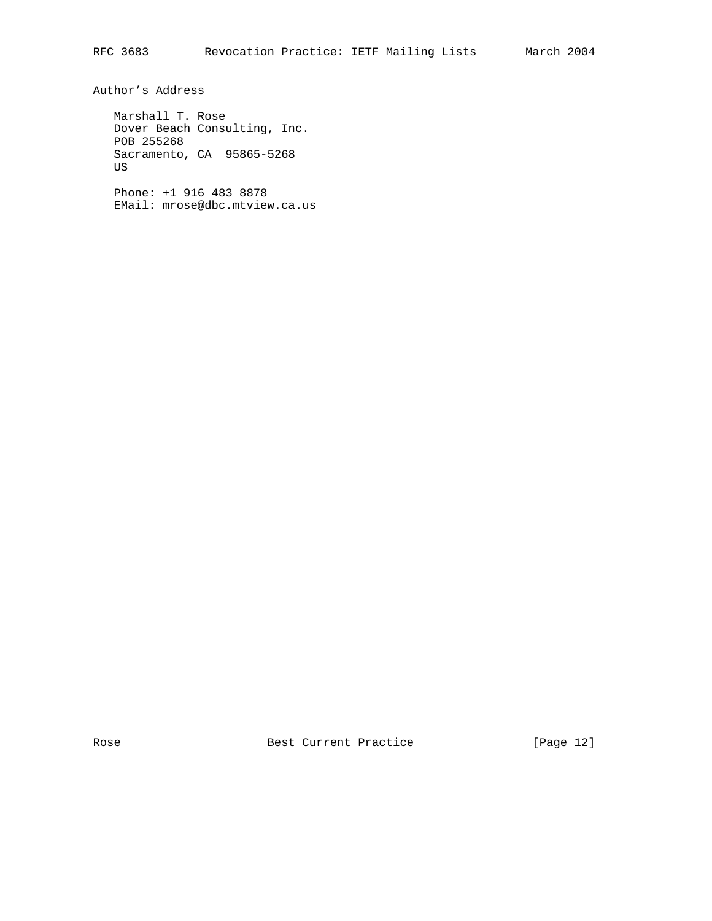## Author's Address

Marshall T. Rose
Dover Beach Consulting, Inc.
POB 255268
Sacramento, CA  95865-5268
US

Phone: +1 916 483 8878
EMail: mrose@dbc.mtview.ca.us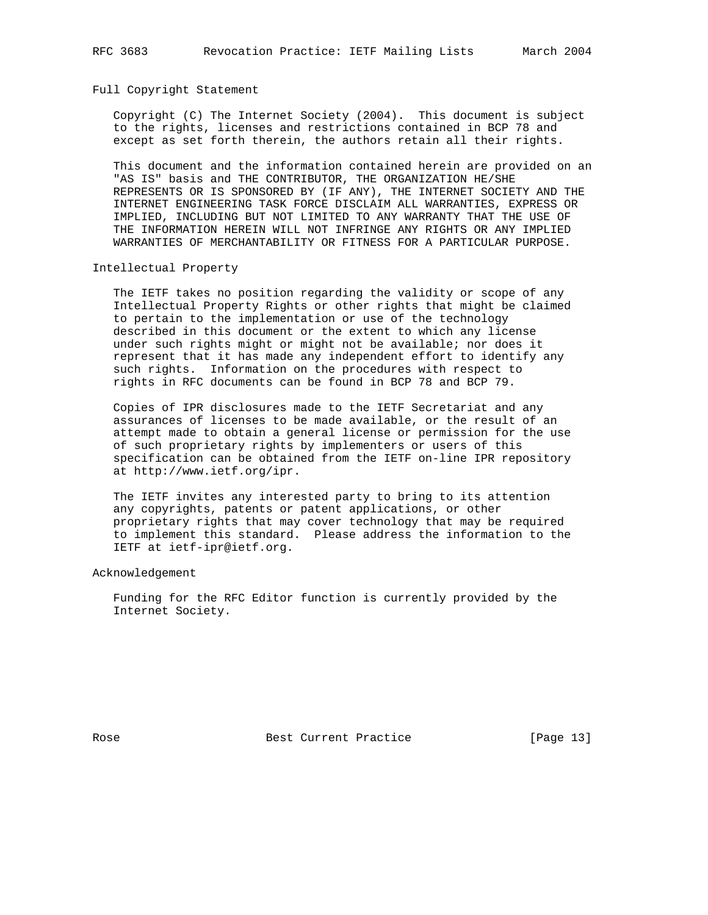## Full Copyright Statement

Copyright (C) The Internet Society (2004). This document is subject to the rights, licenses and restrictions contained in BCP 78 and except as set forth therein, the authors retain all their rights.

This document and the information contained herein are provided on an "AS IS" basis and THE CONTRIBUTOR, THE ORGANIZATION HE/SHE REPRESENTS OR IS SPONSORED BY (IF ANY), THE INTERNET SOCIETY AND THE INTERNET ENGINEERING TASK FORCE DISCLAIM ALL WARRANTIES, EXPRESS OR IMPLIED, INCLUDING BUT NOT LIMITED TO ANY WARRANTY THAT THE USE OF THE INFORMATION HEREIN WILL NOT INFRINGE ANY RIGHTS OR ANY IMPLIED WARRANTIES OF MERCHANTABILITY OR FITNESS FOR A PARTICULAR PURPOSE.

## Intellectual Property

The IETF takes no position regarding the validity or scope of any Intellectual Property Rights or other rights that might be claimed to pertain to the implementation or use of the technology described in this document or the extent to which any license under such rights might or might not be available; nor does it represent that it has made any independent effort to identify any such rights. Information on the procedures with respect to rights in RFC documents can be found in BCP 78 and BCP 79.

Copies of IPR disclosures made to the IETF Secretariat and any assurances of licenses to be made available, or the result of an attempt made to obtain a general license or permission for the use of such proprietary rights by implementers or users of this specification can be obtained from the IETF on-line IPR repository at http://www.ietf.org/ipr.

The IETF invites any interested party to bring to its attention any copyrights, patents or patent applications, or other proprietary rights that may cover technology that may be required to implement this standard. Please address the information to the IETF at ietf-ipr@ietf.org.

## Acknowledgement

Funding for the RFC Editor function is currently provided by the Internet Society.